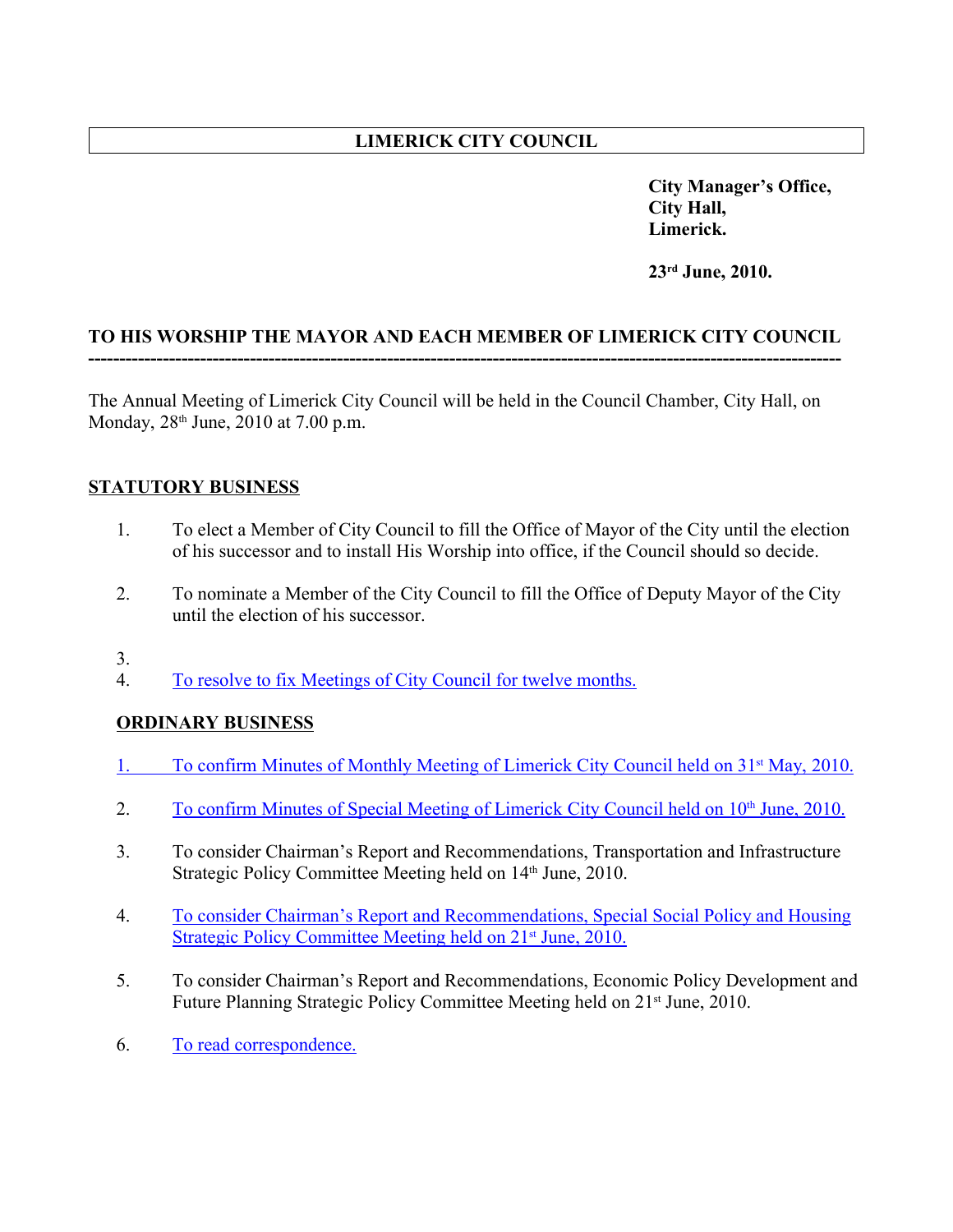# LIMERICK CITY COUNCIL

**City Manager's Office,**
**City Hall,**
**Limerick.**

**23rd June, 2010.**

**TO HIS WORSHIP THE MAYOR AND EACH MEMBER OF LIMERICK CITY COUNCIL**

---

The Annual Meeting of Limerick City Council will be held in the Council Chamber, City Hall, on Monday, 28th June, 2010 at 7.00 p.m.

## STATUTORY BUSINESS

1. To elect a Member of City Council to fill the Office of Mayor of the City until the election of his successor and to install His Worship into office, if the Council should so decide.

2. To nominate a Member of the City Council to fill the Office of Deputy Mayor of the City until the election of his successor.

3. 
4. To resolve to fix Meetings of City Council for twelve months.

## ORDINARY BUSINESS

1. To confirm Minutes of Monthly Meeting of Limerick City Council held on 31st May, 2010.

2. To confirm Minutes of Special Meeting of Limerick City Council held on 10th June, 2010.

3. To consider Chairman's Report and Recommendations, Transportation and Infrastructure Strategic Policy Committee Meeting held on 14th June, 2010.

4. To consider Chairman's Report and Recommendations, Special Social Policy and Housing Strategic Policy Committee Meeting held on 21st June, 2010.

5. To consider Chairman's Report and Recommendations, Economic Policy Development and Future Planning Strategic Policy Committee Meeting held on 21st June, 2010.

6. To read correspondence.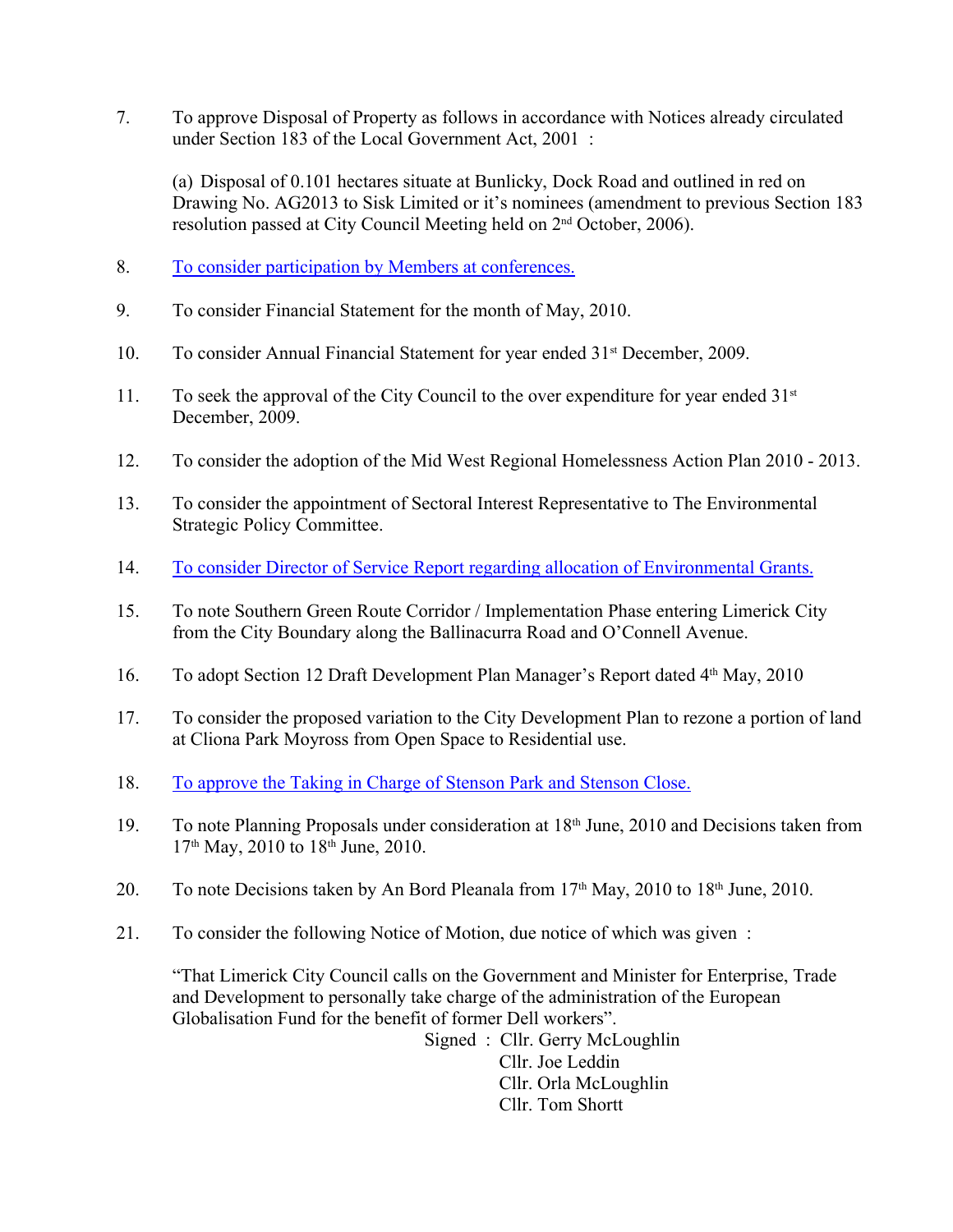7. To approve Disposal of Property as follows in accordance with Notices already circulated under Section 183 of the Local Government Act, 2001 :

   (a) Disposal of 0.101 hectares situate at Bunlicky, Dock Road and outlined in red on Drawing No. AG2013 to Sisk Limited or it's nominees (amendment to previous Section 183 resolution passed at City Council Meeting held on 2nd October, 2006).

8. To consider participation by Members at conferences.

9. To consider Financial Statement for the month of May, 2010.

10. To consider Annual Financial Statement for year ended 31st December, 2009.

11. To seek the approval of the City Council to the over expenditure for year ended 31st December, 2009.

12. To consider the adoption of the Mid West Regional Homelessness Action Plan 2010 - 2013.

13. To consider the appointment of Sectoral Interest Representative to The Environmental Strategic Policy Committee.

14. To consider Director of Service Report regarding allocation of Environmental Grants.

15. To note Southern Green Route Corridor / Implementation Phase entering Limerick City from the City Boundary along the Ballinacurra Road and O'Connell Avenue.

16. To adopt Section 12 Draft Development Plan Manager's Report dated 4th May, 2010

17. To consider the proposed variation to the City Development Plan to rezone a portion of land at Cliona Park Moyross from Open Space to Residential use.

18. To approve the Taking in Charge of Stenson Park and Stenson Close.

19. To note Planning Proposals under consideration at 18th June, 2010 and Decisions taken from 17th May, 2010 to 18th June, 2010.

20. To note Decisions taken by An Bord Pleanala from 17th May, 2010 to 18th June, 2010.

21. To consider the following Notice of Motion, due notice of which was given :

   "That Limerick City Council calls on the Government and Minister for Enterprise, Trade and Development to personally take charge of the administration of the European Globalisation Fund for the benefit of former Dell workers".

   Signed : Cllr. Gerry McLoughlin
   Cllr. Joe Leddin
   Cllr. Orla McLoughlin
   Cllr. Tom Shortt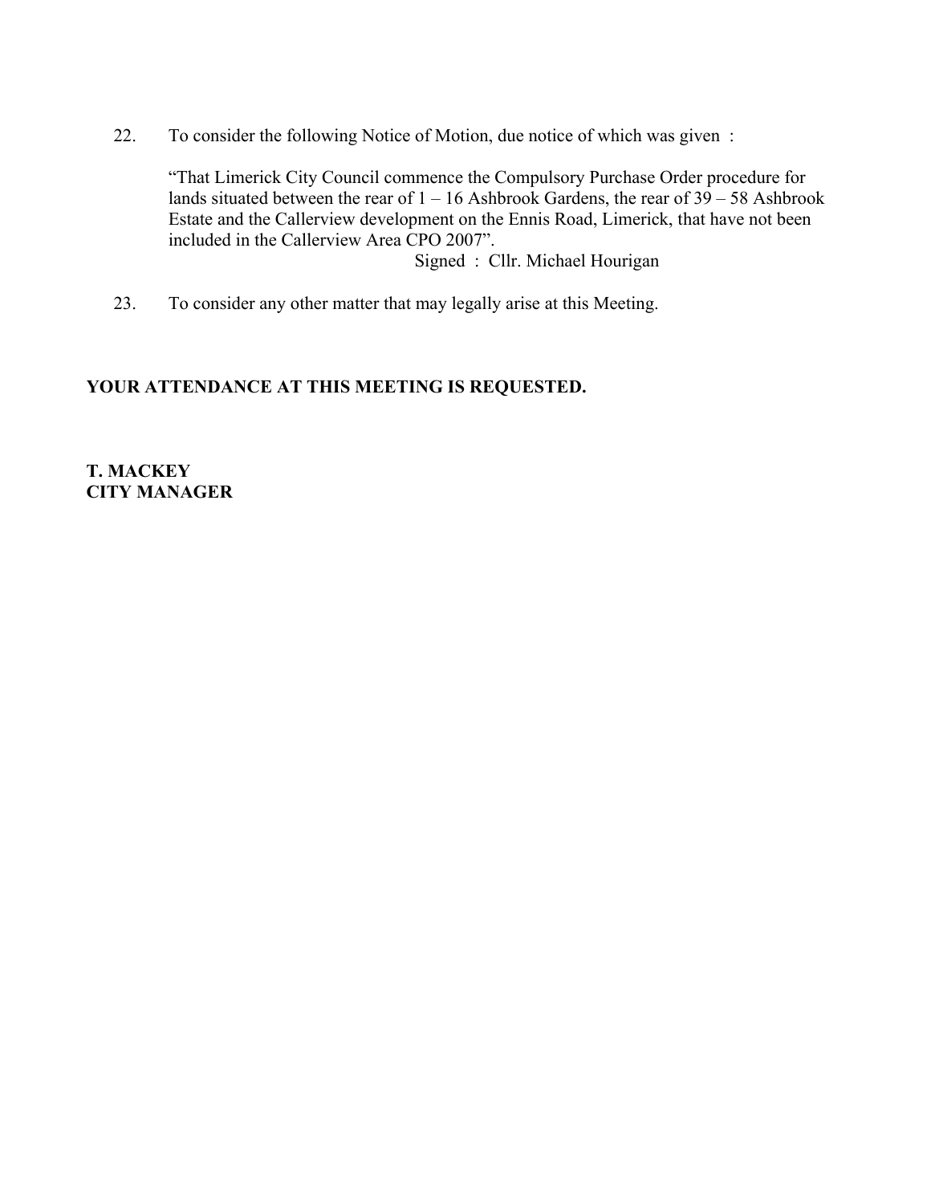22. To consider the following Notice of Motion, due notice of which was given :

    "That Limerick City Council commence the Compulsory Purchase Order procedure for lands situated between the rear of 1 – 16 Ashbrook Gardens, the rear of 39 – 58 Ashbrook Estate and the Callerview development on the Ennis Road, Limerick, that have not been included in the Callerview Area CPO 2007".

    Signed : Cllr. Michael Hourigan

23. To consider any other matter that may legally arise at this Meeting.

**YOUR ATTENDANCE AT THIS MEETING IS REQUESTED.**

**T. MACKEY**
**CITY MANAGER**